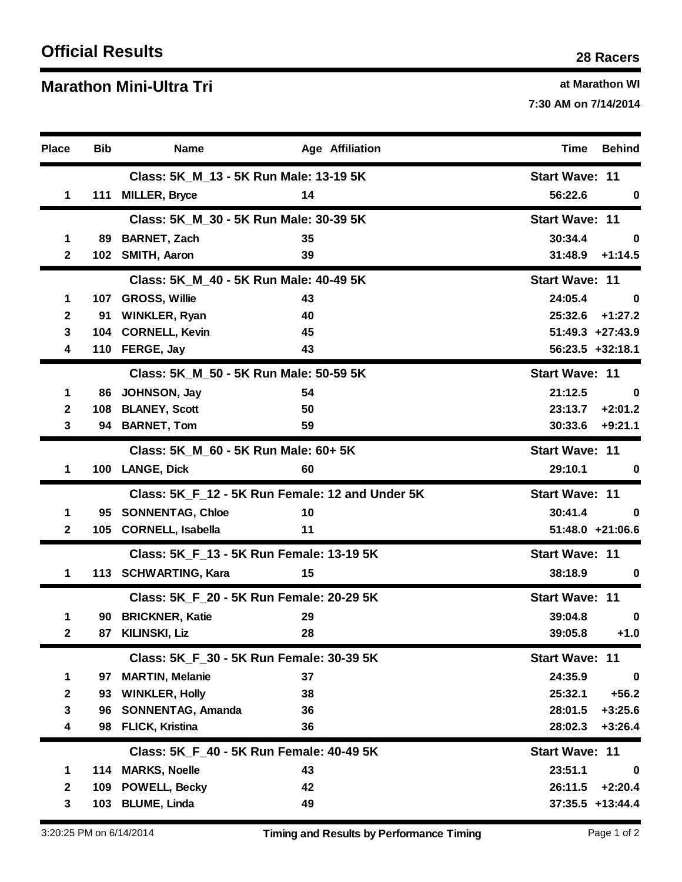# Official Results

**28 Racers**

## Marathon Mini-Ultra Tri

**at Marathon WI**

**7:30 AM on 7/14/2014**

| Place | Bib | Name | Age | Affiliation | Time | Behind |
|---|---|---|---|---|---|---|
| | | **Class: 5K_M_13 - 5K Run Male: 13-19 5K** | | | **Start Wave: 11** | |
| 1 | 111 | MILLER, Bryce | 14 | | 56:22.6 | 0 |
| | | **Class: 5K_M_30 - 5K Run Male: 30-39 5K** | | | **Start Wave: 11** | |
| 1 | 89 | BARNET, Zach | 35 | | 30:34.4 | 0 |
| 2 | 102 | SMITH, Aaron | 39 | | 31:48.9 | +1:14.5 |
| | | **Class: 5K_M_40 - 5K Run Male: 40-49 5K** | | | **Start Wave: 11** | |
| 1 | 107 | GROSS, Willie | 43 | | 24:05.4 | 0 |
| 2 | 91 | WINKLER, Ryan | 40 | | 25:32.6 | +1:27.2 |
| 3 | 104 | CORNELL, Kevin | 45 | | 51:49.3 | +27:43.9 |
| 4 | 110 | FERGE, Jay | 43 | | 56:23.5 | +32:18.1 |
| | | **Class: 5K_M_50 - 5K Run Male: 50-59 5K** | | | **Start Wave: 11** | |
| 1 | 86 | JOHNSON, Jay | 54 | | 21:12.5 | 0 |
| 2 | 108 | BLANEY, Scott | 50 | | 23:13.7 | +2:01.2 |
| 3 | 94 | BARNET, Tom | 59 | | 30:33.6 | +9:21.1 |
| | | **Class: 5K_M_60 - 5K Run Male: 60+ 5K** | | | **Start Wave: 11** | |
| 1 | 100 | LANGE, Dick | 60 | | 29:10.1 | 0 |
| | | **Class: 5K_F_12 - 5K Run Female: 12 and Under 5K** | | | **Start Wave: 11** | |
| 1 | 95 | SONNENTAG, Chloe | 10 | | 30:41.4 | 0 |
| 2 | 105 | CORNELL, Isabella | 11 | | 51:48.0 | +21:06.6 |
| | | **Class: 5K_F_13 - 5K Run Female: 13-19 5K** | | | **Start Wave: 11** | |
| 1 | 113 | SCHWARTING, Kara | 15 | | 38:18.9 | 0 |
| | | **Class: 5K_F_20 - 5K Run Female: 20-29 5K** | | | **Start Wave: 11** | |
| 1 | 90 | BRICKNER, Katie | 29 | | 39:04.8 | 0 |
| 2 | 87 | KILINSKI, Liz | 28 | | 39:05.8 | +1.0 |
| | | **Class: 5K_F_30 - 5K Run Female: 30-39 5K** | | | **Start Wave: 11** | |
| 1 | 97 | MARTIN, Melanie | 37 | | 24:35.9 | 0 |
| 2 | 93 | WINKLER, Holly | 38 | | 25:32.1 | +56.2 |
| 3 | 96 | SONNENTAG, Amanda | 36 | | 28:01.5 | +3:25.6 |
| 4 | 98 | FLICK, Kristina | 36 | | 28:02.3 | +3:26.4 |
| | | **Class: 5K_F_40 - 5K Run Female: 40-49 5K** | | | **Start Wave: 11** | |
| 1 | 114 | MARKS, Noelle | 43 | | 23:51.1 | 0 |
| 2 | 109 | POWELL, Becky | 42 | | 26:11.5 | +2:20.4 |
| 3 | 103 | BLUME, Linda | 49 | | 37:35.5 | +13:44.4 |

3:20:25 PM on 6/14/2014 — Timing and Results by Performance Timing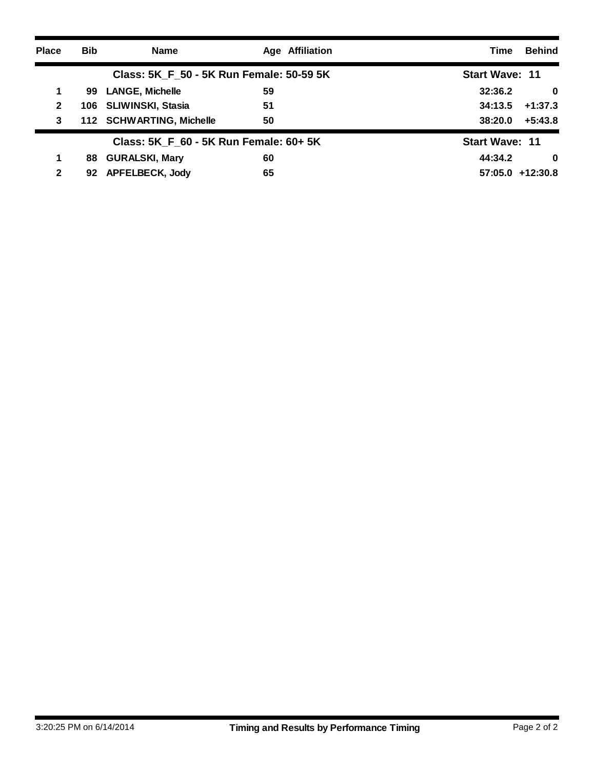| Place | Bib | Name | Age | Affiliation | Time | Behind |
|---|---|---|---|---|---|---|
| | | **Class: 5K_F_50 - 5K Run Female: 50-59 5K** | | | **Start Wave: 11** | |
| 1 | 99 | LANGE, Michelle | 59 | | 32:36.2 | 0 |
| 2 | 106 | SLIWINSKI, Stasia | 51 | | 34:13.5 | +1:37.3 |
| 3 | 112 | SCHWARTING, Michelle | 50 | | 38:20.0 | +5:43.8 |
| | | **Class: 5K_F_60 - 5K Run Female: 60+ 5K** | | | **Start Wave: 11** | |
| 1 | 88 | GURALSKI, Mary | 60 | | 44:34.2 | 0 |
| 2 | 92 | APFELBECK, Jody | 65 | | 57:05.0 | +12:30.8 |

3:20:25 PM on 6/14/2014

**Timing and Results by Performance Timing**